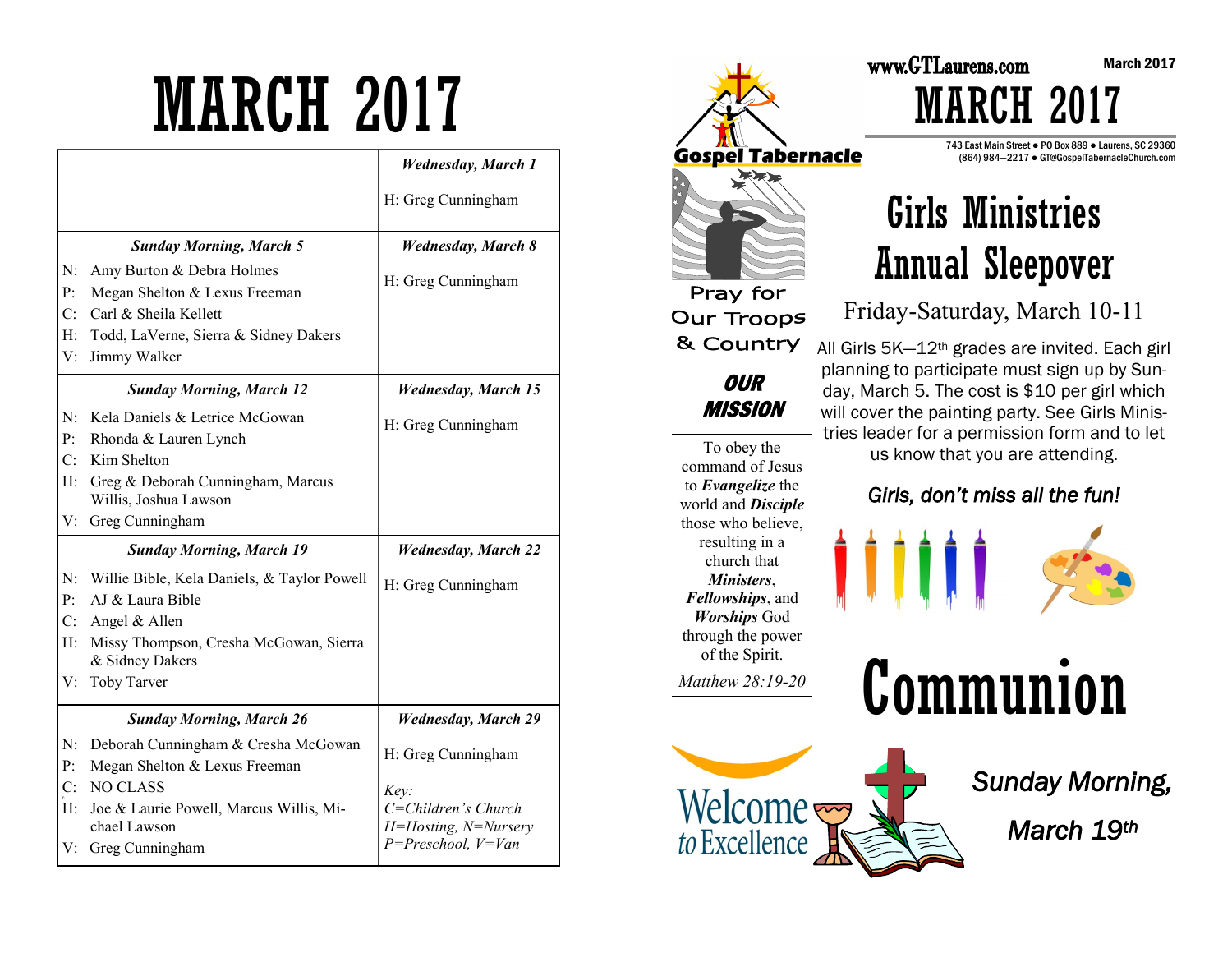# MARCH 2017

| Sunday Morning | Wednesday |
| --- | --- |
| | ***Wednesday, March 1***<br>H: Greg Cunningham |
| ***Sunday Morning, March 5***<br>N: Amy Burton & Debra Holmes<br>P: Megan Shelton & Lexus Freeman<br>C: Carl & Sheila Kellett<br>H: Todd, LaVerne, Sierra & Sidney Dakers<br>V: Jimmy Walker | ***Wednesday, March 8***<br>H: Greg Cunningham |
| ***Sunday Morning, March 12***<br>N: Kela Daniels & Letrice McGowan<br>P: Rhonda & Lauren Lynch<br>C: Kim Shelton<br>H: Greg & Deborah Cunningham, Marcus Willis, Joshua Lawson<br>V: Greg Cunningham | ***Wednesday, March 15***<br>H: Greg Cunningham |
| ***Sunday Morning, March 19***<br>N: Willie Bible, Kela Daniels, & Taylor Powell<br>P: AJ & Laura Bible<br>C: Angel & Allen<br>H: Missy Thompson, Cresha McGowan, Sierra & Sidney Dakers<br>V: Toby Tarver | ***Wednesday, March 22***<br>H: Greg Cunningham |
| ***Sunday Morning, March 26***<br>N: Deborah Cunningham & Cresha McGowan<br>P: Megan Shelton & Lexus Freeman<br>C: NO CLASS<br>H: Joe & Laurie Powell, Marcus Willis, Michael Lawson<br>V: Greg Cunningham | ***Wednesday, March 29***<br>H: Greg Cunningham<br><br>*Key:*<br>*C=Children's Church*<br>*H=Hosting, N=Nursery*<br>*P=Preschool, V=Van* |

Gospel Tabernacle

Pray for Our Troops & Country

***OUR MISSION***

To obey the command of Jesus to ***Evangelize*** the world and ***Disciple*** those who believe, resulting in a church that ***Ministers***, ***Fellowships***, and ***Worships*** God through the power of the Spirit.

*Matthew 28:19-20*

Welcome to Excellence

www.GTLaurens.com

March 2017

# MARCH 2017

743 East Main Street ● PO Box 889 ● Laurens, SC 29360
(864) 984—2217 ● GT@GospelTabernacleChurch.com

## Girls Ministries Annual Sleepover

Friday-Saturday, March 10-11

All Girls 5K—12th grades are invited. Each girl planning to participate must sign up by Sunday, March 5. The cost is $10 per girl which will cover the painting party. See Girls Ministries leader for a permission form and to let us know that you are attending.

*Girls, don't miss all the fun!*

## Communion

*Sunday Morning, March 19th*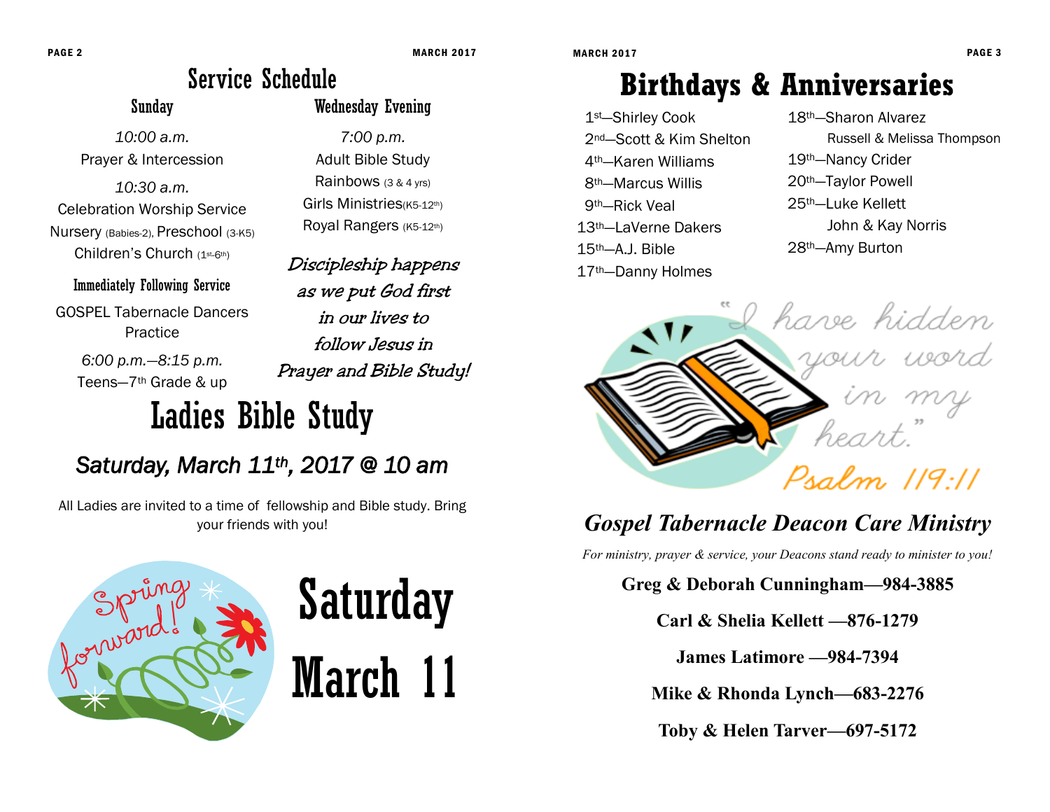# Service Schedule

## Sunday

*10:00 a.m.*

Prayer & Intercession

*10:30 a.m.*

Celebration Worship Service

Nursery (Babies-2), Preschool (3-K5)

Children's Church (1st-6th)

### Immediately Following Service

GOSPEL Tabernacle Dancers Practice

*6:00 p.m.—8:15 p.m.*

Teens—7th Grade & up

## Wednesday Evening

*7:00 p.m.*

Adult Bible Study

Rainbows (3 & 4 yrs)

Girls Ministries(K5-12th)

Royal Rangers (K5-12th)

*Discipleship happens as we put God first in our lives to follow Jesus in Prayer and Bible Study!*

# Ladies Bible Study

## *Saturday, March 11th, 2017 @ 10 am*

All Ladies are invited to a time of fellowship and Bible study. Bring your friends with you!

Spring forward!

# Saturday March 11

# Birthdays & Anniversaries

- 1st—Shirley Cook
- 2nd—Scott & Kim Shelton
- 4th—Karen Williams
- 8th—Marcus Willis
- 9th—Rick Veal
- 13th—LaVerne Dakers
- 15th—A.J. Bible
- 17th—Danny Holmes
- 18th—Sharon Alvarez
  - Russell & Melissa Thompson
- 19th—Nancy Crider
- 20th—Taylor Powell
- 25th—Luke Kellett
  - John & Kay Norris
- 28th—Amy Burton

"I have hidden your word in my heart."

Psalm 119:11

## *Gospel Tabernacle Deacon Care Ministry*

*For ministry, prayer & service, your Deacons stand ready to minister to you!*

**Greg & Deborah Cunningham—984-3885**

**Carl & Shelia Kellett —876-1279**

**James Latimore —984-7394**

**Mike & Rhonda Lynch—683-2276**

**Toby & Helen Tarver—697-5172**